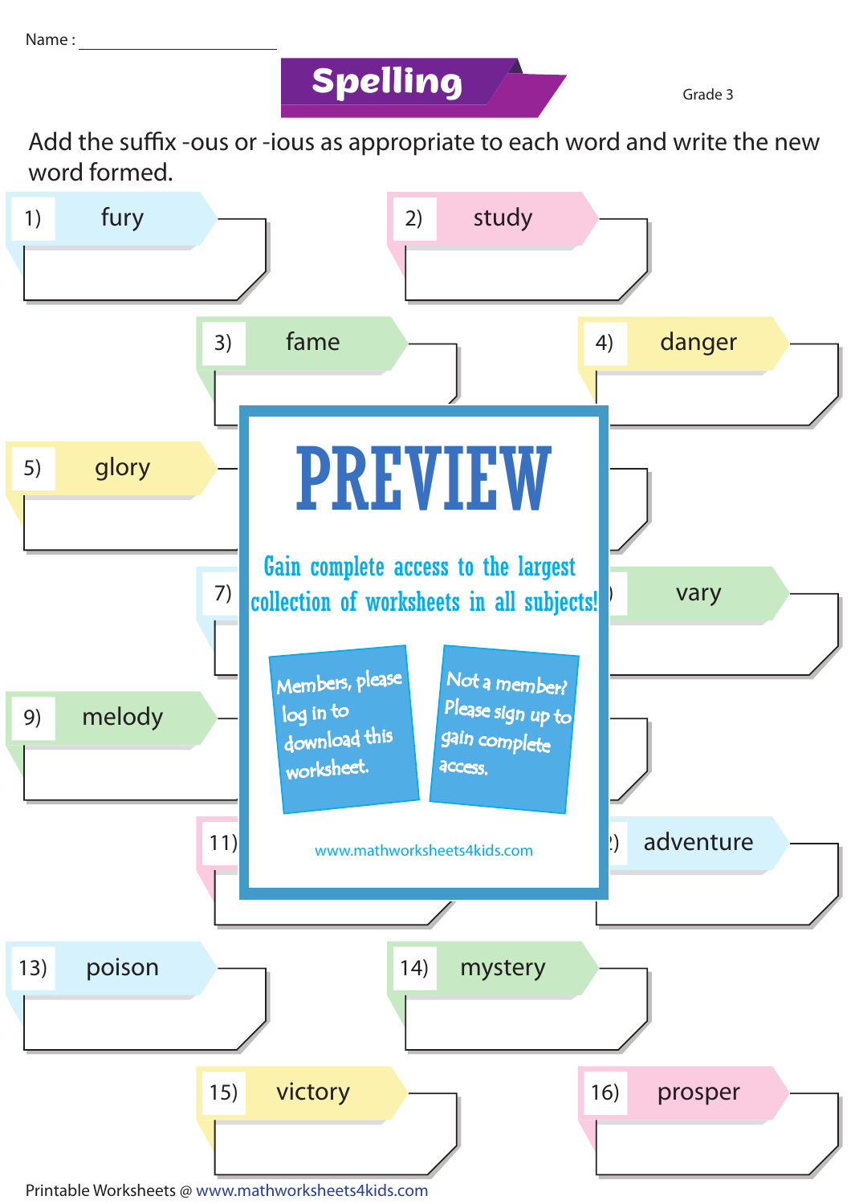Name : ____________________

# Spelling

Grade 3

Add the suffix -ous or -ious as appropriate to each word and write the new word formed.

1) fury

2) study

3) fame

4) danger

5) glory

7)

vary

9) melody

11)

adventure

13) poison

14) mystery

15) victory

16) prosper

PREVIEW

Gain complete access to the largest collection of worksheets in all subjects!

Members, please log in to download this worksheet.

Not a member? Please sign up to gain complete access.

www.mathworksheets4kids.com

Printable Worksheets @ www.mathworksheets4kids.com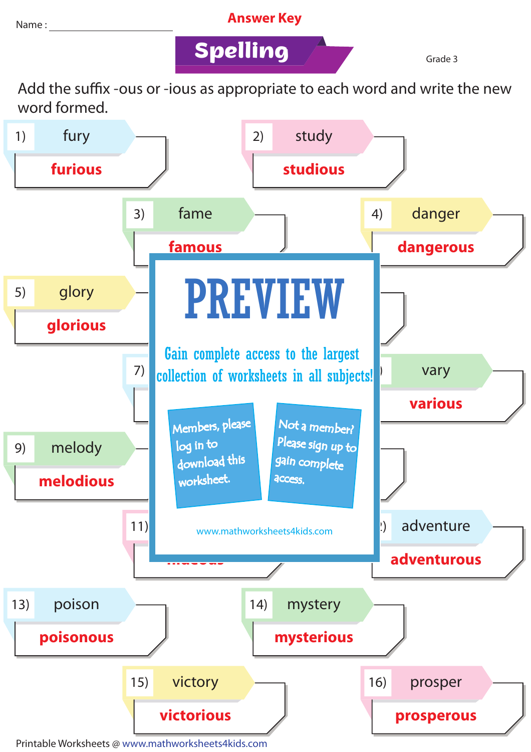Name : ___________________

**Answer Key**

# Spelling

Grade 3

Add the suffix -ous or -ious as appropriate to each word and write the new word formed.

1) fury — **furious**

2) study — **studious**

3) fame — **famous**

4) danger — **dangerous**

5) glory — **glorious**

7)

vary — **various**

9) melody — **melodious**

11)

adventure — **adventurous**

13) poison — **poisonous**

14) mystery — **mysterious**

15) victory — **victorious**

16) prosper — **prosperous**

PREVIEW

Gain complete access to the largest collection of worksheets in all subjects!

Members, please log in to download this worksheet.

Not a member? Please sign up to gain complete access.

www.mathworksheets4kids.com

Printable Worksheets @ www.mathworksheets4kids.com